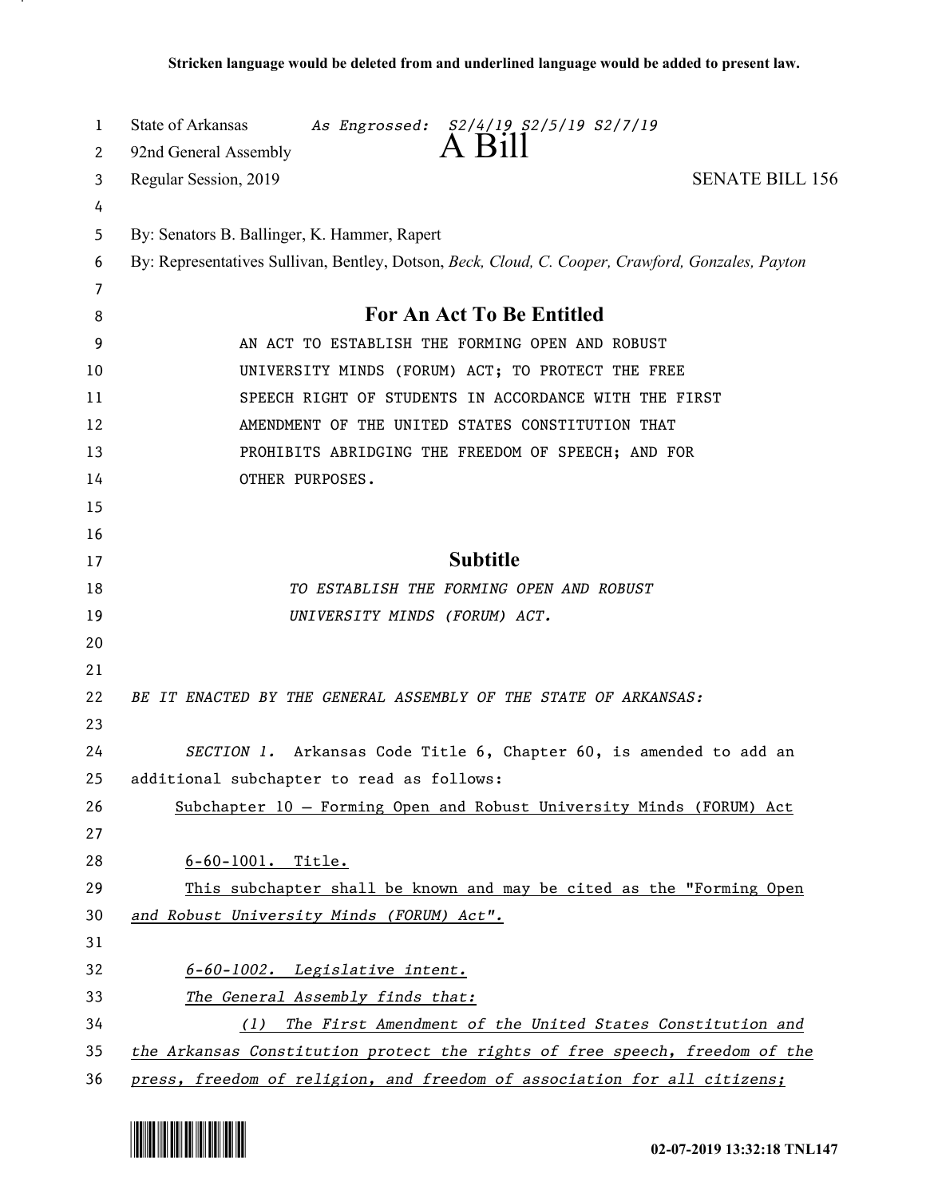**Stricken language would be deleted from and underlined language would be added to present law.**

State of Arkansas *As Engrossed: S2/4/19 S2/5/19 S2/7/19*
92nd General Assembly

# A Bill

Regular Session, 2019 SENATE BILL 156

By: Senators B. Ballinger, K. Hammer, Rapert
By: Representatives Sullivan, Bentley, Dotson, *Beck, Cloud, C. Cooper, Crawford, Gonzales, Payton*

## For An Act To Be Entitled

AN ACT TO ESTABLISH THE FORMING OPEN AND ROBUST UNIVERSITY MINDS (FORUM) ACT; TO PROTECT THE FREE SPEECH RIGHT OF STUDENTS IN ACCORDANCE WITH THE FIRST AMENDMENT OF THE UNITED STATES CONSTITUTION THAT PROHIBITS ABRIDGING THE FREEDOM OF SPEECH; AND FOR OTHER PURPOSES.

## Subtitle

*TO ESTABLISH THE FORMING OPEN AND ROBUST UNIVERSITY MINDS (FORUM) ACT.*

*BE IT ENACTED BY THE GENERAL ASSEMBLY OF THE STATE OF ARKANSAS:*

*SECTION 1.* Arkansas Code Title 6, Chapter 60, is amended to add an additional subchapter to read as follows:

Subchapter 10 — Forming Open and Robust University Minds (FORUM) Act

6-60-1001. Title.

This subchapter shall be known and may be cited as the "Forming Open *and Robust University Minds (FORUM) Act".*

*6-60-1002. Legislative intent.*

*The General Assembly finds that:*

*(1) The First Amendment of the United States Constitution and the Arkansas Constitution protect the rights of free speech, freedom of the press, freedom of religion, and freedom of association for all citizens;*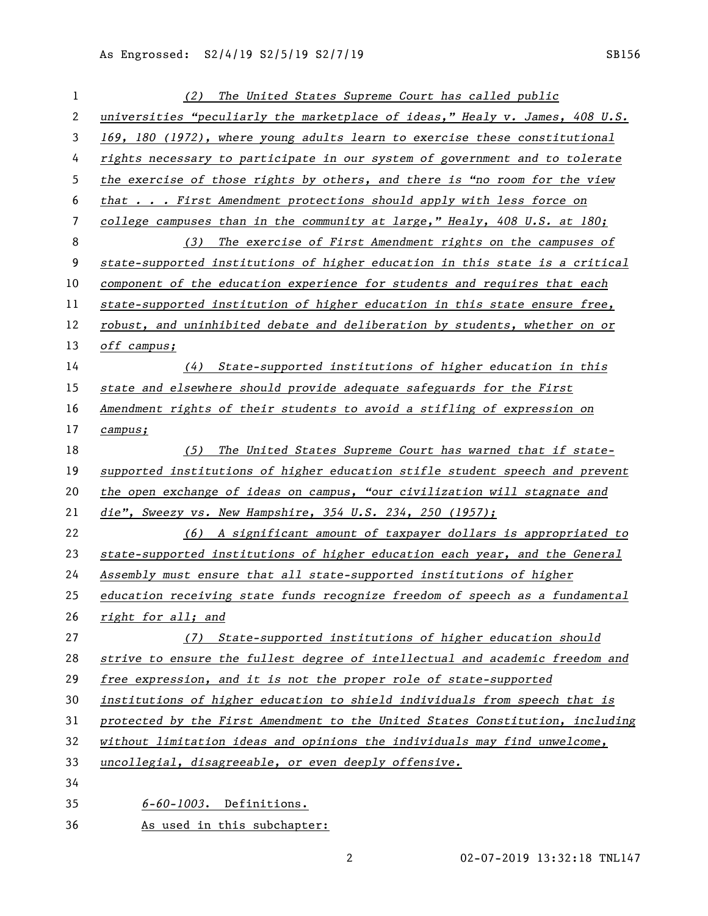(2) The United States Supreme Court has called public universities "peculiarly the marketplace of ideas," Healy v. James, 408 U.S. 169, 180 (1972), where young adults learn to exercise these constitutional rights necessary to participate in our system of government and to tolerate the exercise of those rights by others, and there is "no room for the view that . . . First Amendment protections should apply with less force on college campuses than in the community at large," Healy, 408 U.S. at 180;

(3) The exercise of First Amendment rights on the campuses of state-supported institutions of higher education in this state is a critical component of the education experience for students and requires that each state-supported institution of higher education in this state ensure free, robust, and uninhibited debate and deliberation by students, whether on or off campus;

(4) State-supported institutions of higher education in this state and elsewhere should provide adequate safeguards for the First Amendment rights of their students to avoid a stifling of expression on campus;

(5) The United States Supreme Court has warned that if state-supported institutions of higher education stifle student speech and prevent the open exchange of ideas on campus, "our civilization will stagnate and die", Sweezy vs. New Hampshire, 354 U.S. 234, 250 (1957);

(6) A significant amount of taxpayer dollars is appropriated to state-supported institutions of higher education each year, and the General Assembly must ensure that all state-supported institutions of higher education receiving state funds recognize freedom of speech as a fundamental right for all; and

(7) State-supported institutions of higher education should strive to ensure the fullest degree of intellectual and academic freedom and free expression, and it is not the proper role of state-supported institutions of higher education to shield individuals from speech that is protected by the First Amendment to the United States Constitution, including without limitation ideas and opinions the individuals may find unwelcome, uncollegial, disagreeable, or even deeply offensive.

*6-60-1003*. Definitions.

As used in this subchapter: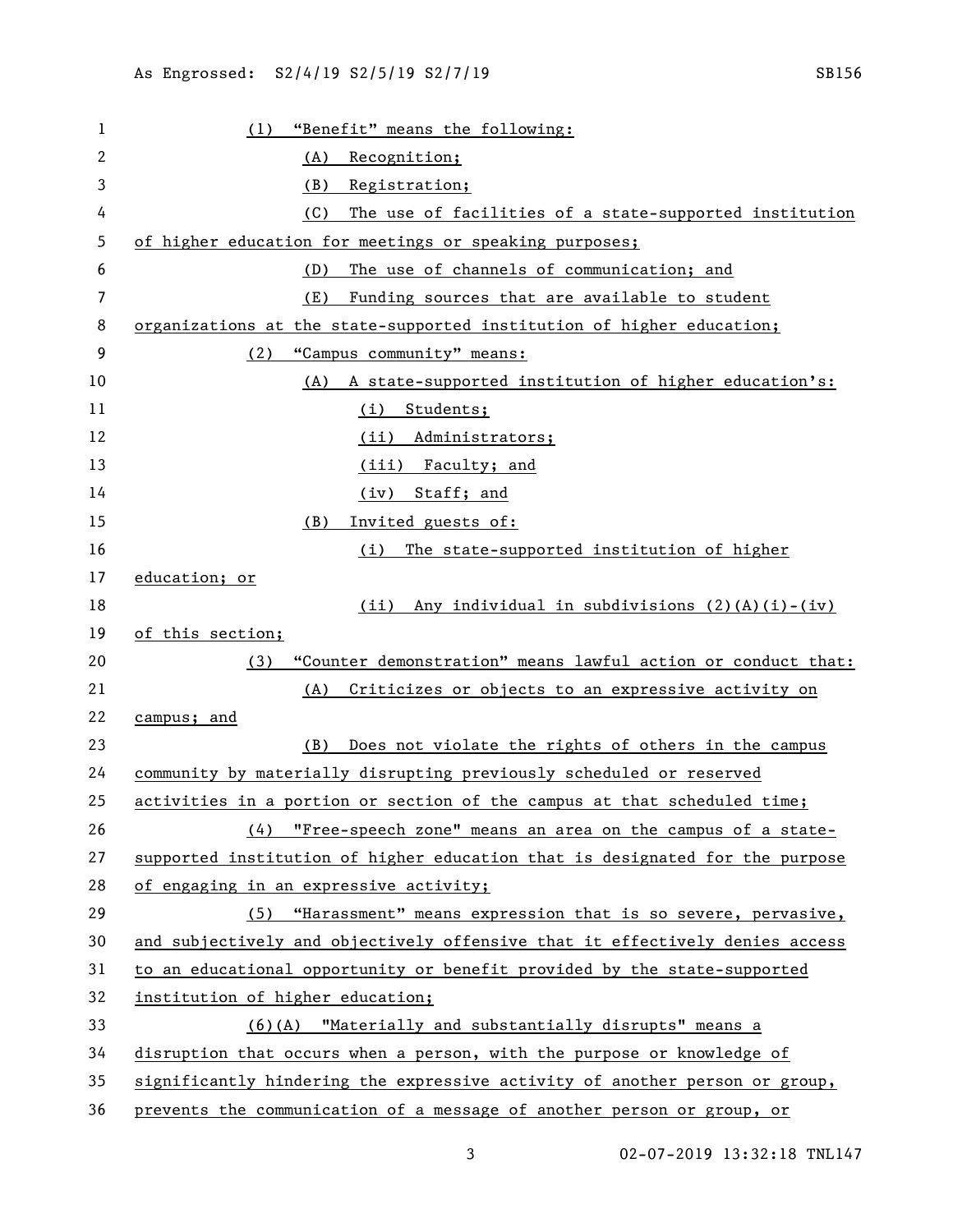(1) "Benefit" means the following:

(A) Recognition;

(B) Registration;

(C) The use of facilities of a state-supported institution of higher education for meetings or speaking purposes;

(D) The use of channels of communication; and

(E) Funding sources that are available to student organizations at the state-supported institution of higher education;

(2) "Campus community" means:

(A) A state-supported institution of higher education's:

(i) Students;

(ii) Administrators;

(iii) Faculty; and

(iv) Staff; and

(B) Invited guests of:

(i) The state-supported institution of higher education; or

(ii) Any individual in subdivisions (2)(A)(i)-(iv) of this section;

(3) "Counter demonstration" means lawful action or conduct that:

(A) Criticizes or objects to an expressive activity on campus; and

(B) Does not violate the rights of others in the campus community by materially disrupting previously scheduled or reserved activities in a portion or section of the campus at that scheduled time;

(4) "Free-speech zone" means an area on the campus of a state-supported institution of higher education that is designated for the purpose of engaging in an expressive activity;

(5) "Harassment" means expression that is so severe, pervasive, and subjectively and objectively offensive that it effectively denies access to an educational opportunity or benefit provided by the state-supported institution of higher education;

(6)(A) "Materially and substantially disrupts" means a disruption that occurs when a person, with the purpose or knowledge of significantly hindering the expressive activity of another person or group, prevents the communication of a message of another person or group, or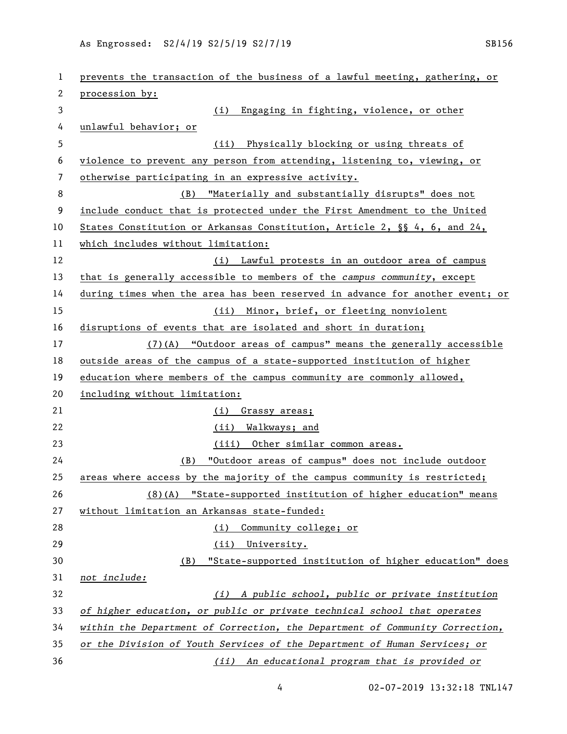prevents the transaction of the business of a lawful meeting, gathering, or procession by:

(i) Engaging in fighting, violence, or other unlawful behavior; or

(ii) Physically blocking or using threats of violence to prevent any person from attending, listening to, viewing, or otherwise participating in an expressive activity.

(B) "Materially and substantially disrupts" does not include conduct that is protected under the First Amendment to the United States Constitution or Arkansas Constitution, Article 2, §§ 4, 6, and 24, which includes without limitation:

(i) Lawful protests in an outdoor area of campus that is generally accessible to members of the *campus community*, except during times when the area has been reserved in advance for another event; or

(ii) Minor, brief, or fleeting nonviolent disruptions of events that are isolated and short in duration;

(7)(A) "Outdoor areas of campus" means the generally accessible outside areas of the campus of a state-supported institution of higher education where members of the campus community are commonly allowed, including without limitation:

(i) Grassy areas;

(ii) Walkways; and

(iii) Other similar common areas.

(B) "Outdoor areas of campus" does not include outdoor areas where access by the majority of the campus community is restricted;

(8)(A) "State-supported institution of higher education" means without limitation an Arkansas state-funded:

(i) Community college; or

(ii) University.

(B) "State-supported institution of higher education" does *not include:*

*(i) A public school, public or private institution of higher education, or public or private technical school that operates within the Department of Correction, the Department of Community Correction, or the Division of Youth Services of the Department of Human Services; or*

*(ii) An educational program that is provided or*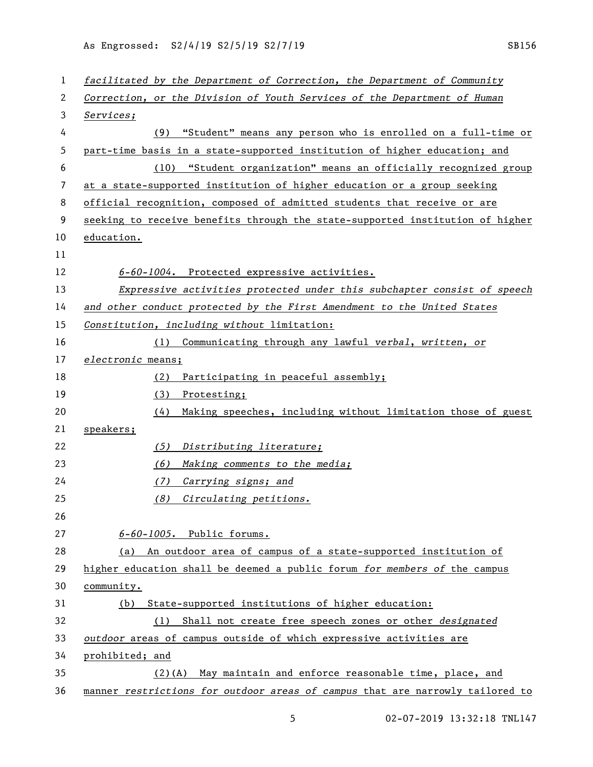*facilitated by the Department of Correction, the Department of Community Correction, or the Division of Youth Services of the Department of Human Services;*

(9) "Student" means any person who is enrolled on a full-time or part-time basis in a state-supported institution of higher education; and

(10) "Student organization" means an officially recognized group at a state-supported institution of higher education or a group seeking official recognition, composed of admitted students that receive or are seeking to receive benefits through the state-supported institution of higher education.

*6-60-1004*. Protected expressive activities.

*Expressive activities protected under this subchapter consist of speech and other conduct protected by the First Amendment to the United States Constitution, including without* limitation:

(1) Communicating through any lawful *verbal*, *written, or electronic* means;

(2) Participating in peaceful assembly;

(3) Protesting;

(4) Making speeches, including without limitation those of guest speakers;

*(5) Distributing literature;*

*(6) Making comments to the media;*

*(7) Carrying signs; and*

*(8) Circulating petitions.*

*6-60-1005*. Public forums.

(a) An outdoor area of campus of a state-supported institution of higher education shall be deemed a public forum *for members of* the campus community.

(b) State-supported institutions of higher education:

(1) Shall not create free speech zones or other *designated outdoor* areas of campus outside of which expressive activities are prohibited; and

(2)(A) May maintain and enforce reasonable time, place, and manner *restrictions for outdoor areas of campus* that are narrowly tailored to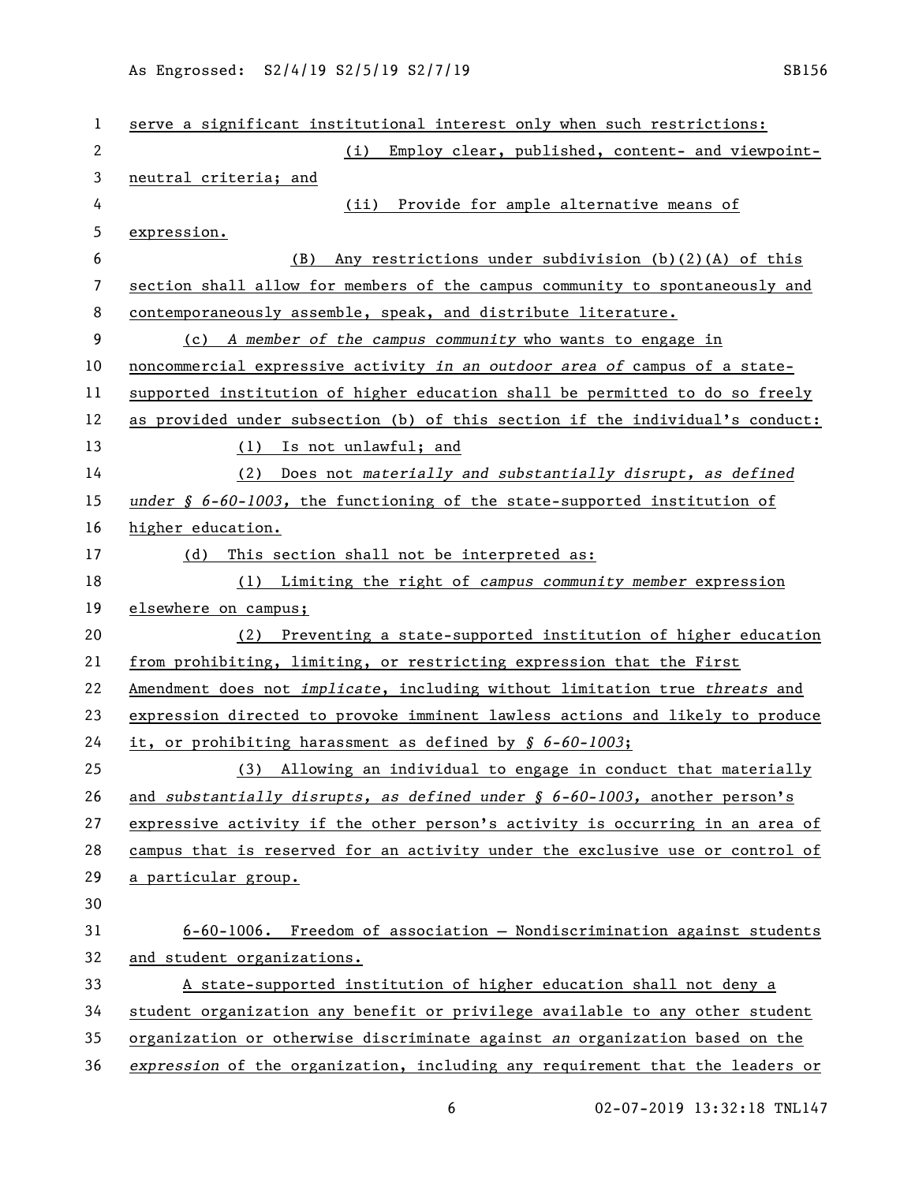serve a significant institutional interest only when such restrictions:

(i) Employ clear, published, content- and viewpoint-neutral criteria; and

(ii) Provide for ample alternative means of expression.

(B) Any restrictions under subdivision (b)(2)(A) of this section shall allow for members of the campus community to spontaneously and contemporaneously assemble, speak, and distribute literature.

(c) *A member of the campus community* who wants to engage in noncommercial expressive activity *in an outdoor area of* campus of a state-supported institution of higher education shall be permitted to do so freely as provided under subsection (b) of this section if the individual's conduct:

(1) Is not unlawful; and

(2) Does not *materially and substantially disrupt, as defined under § 6-60-1003,* the functioning of the state-supported institution of higher education.

(d) This section shall not be interpreted as:

(1) Limiting the right of *campus community member* expression elsewhere on campus;

(2) Preventing a state-supported institution of higher education from prohibiting, limiting, or restricting expression that the First Amendment does not *implicate*, including without limitation true *threats* and expression directed to provoke imminent lawless actions and likely to produce it, or prohibiting harassment as defined by *§ 6-60-1003*;

(3) Allowing an individual to engage in conduct that materially and *substantially disrupts, as defined under § 6-60-1003,* another person's expressive activity if the other person's activity is occurring in an area of campus that is reserved for an activity under the exclusive use or control of a particular group.

6-60-1006. Freedom of association — Nondiscrimination against students and student organizations.

A state-supported institution of higher education shall not deny a student organization any benefit or privilege available to any other student organization or otherwise discriminate against *an* organization based on the *expression* of the organization, including any requirement that the leaders or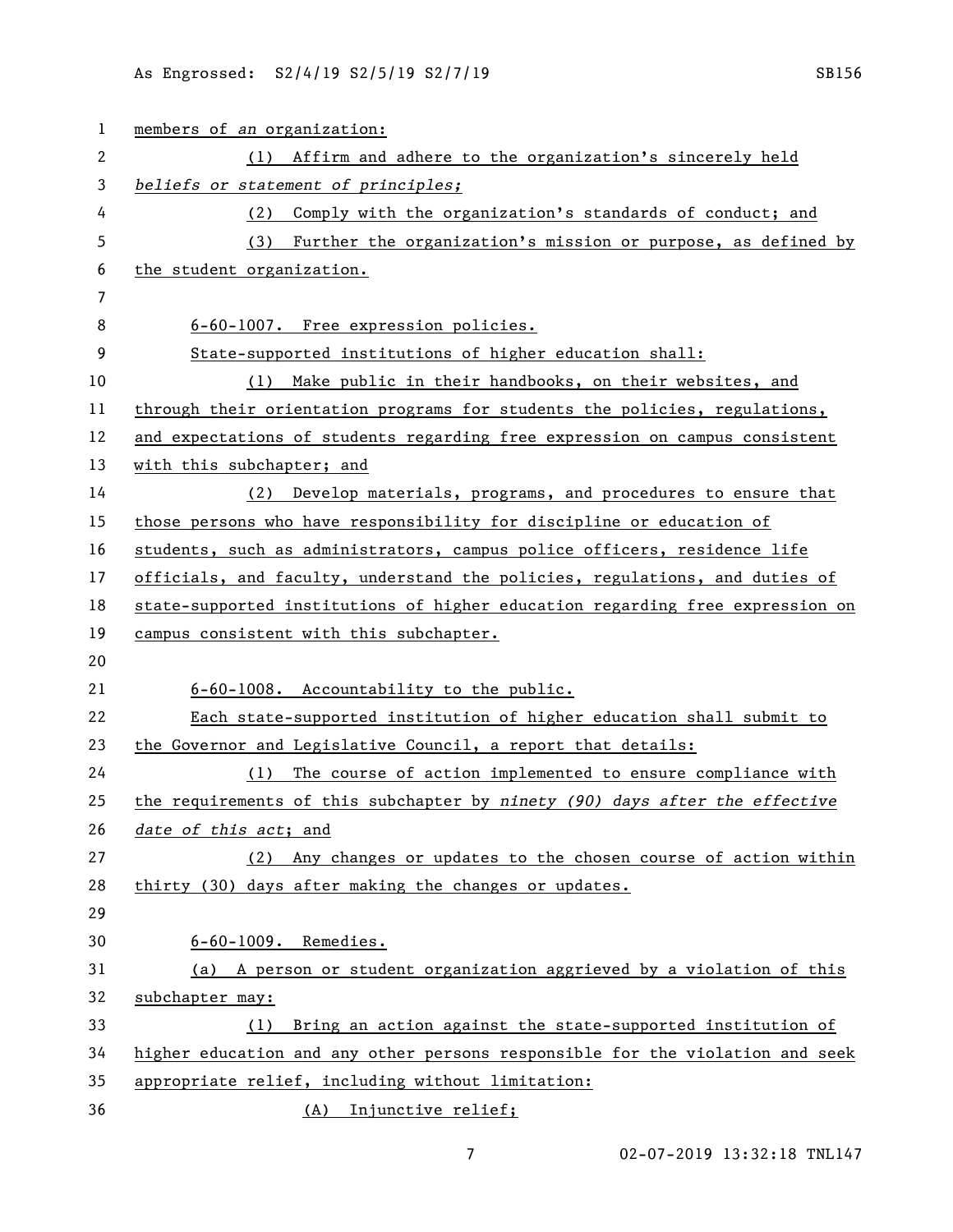members of *an* organization:

(1) Affirm and adhere to the organization's sincerely held *beliefs or statement of principles;*

(2) Comply with the organization's standards of conduct; and

(3) Further the organization's mission or purpose, as defined by the student organization.

6-60-1007. Free expression policies.

State-supported institutions of higher education shall:

(1) Make public in their handbooks, on their websites, and through their orientation programs for students the policies, regulations, and expectations of students regarding free expression on campus consistent with this subchapter; and

(2) Develop materials, programs, and procedures to ensure that those persons who have responsibility for discipline or education of students, such as administrators, campus police officers, residence life officials, and faculty, understand the policies, regulations, and duties of state-supported institutions of higher education regarding free expression on campus consistent with this subchapter.

6-60-1008. Accountability to the public.

Each state-supported institution of higher education shall submit to the Governor and Legislative Council, a report that details:

(1) The course of action implemented to ensure compliance with the requirements of this subchapter by *ninety (90) days after the effective date of this act*; and

(2) Any changes or updates to the chosen course of action within thirty (30) days after making the changes or updates.

6-60-1009. Remedies.

(a) A person or student organization aggrieved by a violation of this subchapter may:

(1) Bring an action against the state-supported institution of higher education and any other persons responsible for the violation and seek appropriate relief, including without limitation:

(A) Injunctive relief;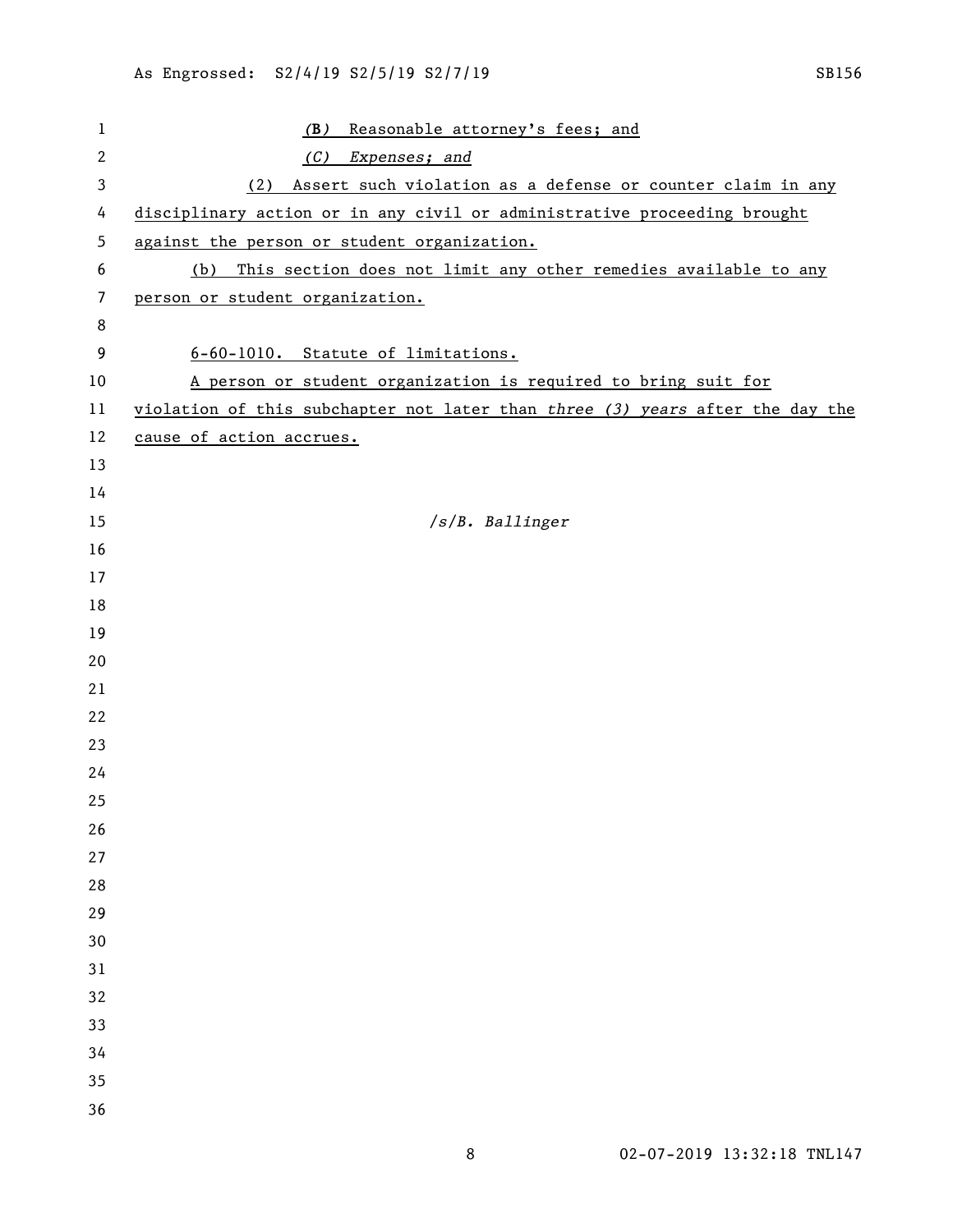(B) Reasonable attorney's fees; and

*(C) Expenses; and*

(2) Assert such violation as a defense or counter claim in any disciplinary action or in any civil or administrative proceeding brought against the person or student organization.

(b) This section does not limit any other remedies available to any person or student organization.

6-60-1010. Statute of limitations.

A person or student organization is required to bring suit for violation of this subchapter not later than *three (3) years* after the day the cause of action accrues.

*/s/B. Ballinger*